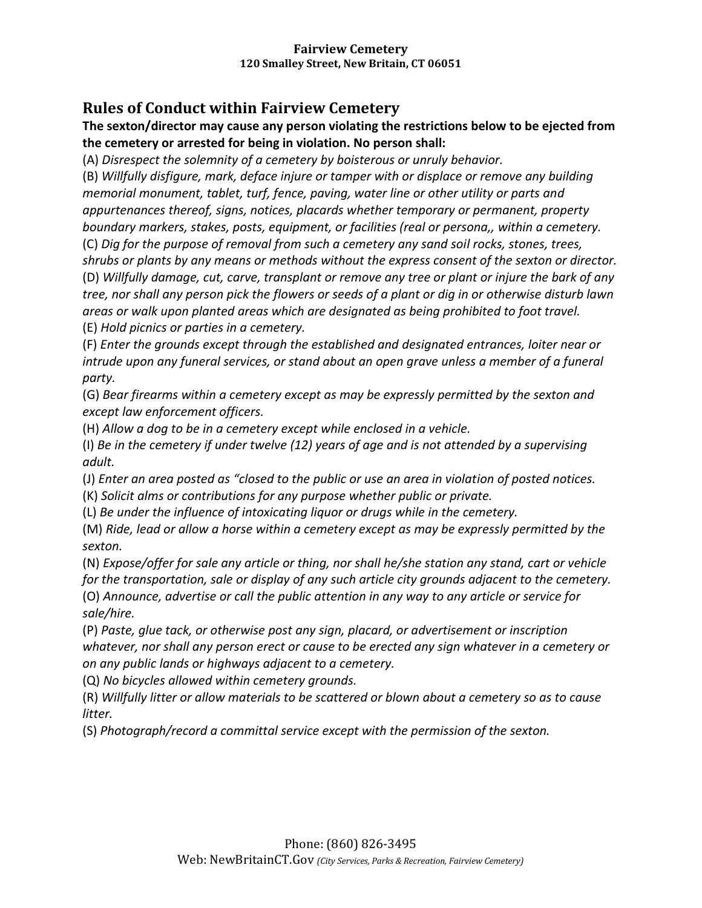**Fairview Cemetery**
**120 Smalley Street, New Britain, CT 06051**

## Rules of Conduct within Fairview Cemetery

**The sexton/director may cause any person violating the restrictions below to be ejected from the cemetery or arrested for being in violation. No person shall:**

(A) *Disrespect the solemnity of a cemetery by boisterous or unruly behavior.*

(B) *Willfully disfigure, mark, deface injure or tamper with or displace or remove any building memorial monument, tablet, turf, fence, paving, water line or other utility or parts and appurtenances thereof, signs, notices, placards whether temporary or permanent, property boundary markers, stakes, posts, equipment, or facilities (real or persona,, within a cemetery.*

(C) *Dig for the purpose of removal from such a cemetery any sand soil rocks, stones, trees, shrubs or plants by any means or methods without the express consent of the sexton or director.*

(D) *Willfully damage, cut, carve, transplant or remove any tree or plant or injure the bark of any tree, nor shall any person pick the flowers or seeds of a plant or dig in or otherwise disturb lawn areas or walk upon planted areas which are designated as being prohibited to foot travel.*

(E) *Hold picnics or parties in a cemetery.*

(F) *Enter the grounds except through the established and designated entrances, loiter near or intrude upon any funeral services, or stand about an open grave unless a member of a funeral party.*

(G) *Bear firearms within a cemetery except as may be expressly permitted by the sexton and except law enforcement officers.*

(H) *Allow a dog to be in a cemetery except while enclosed in a vehicle.*

(I) *Be in the cemetery if under twelve (12) years of age and is not attended by a supervising adult.*

(J) *Enter an area posted as "closed to the public or use an area in violation of posted notices.*

(K) *Solicit alms or contributions for any purpose whether public or private.*

(L) *Be under the influence of intoxicating liquor or drugs while in the cemetery.*

(M) *Ride, lead or allow a horse within a cemetery except as may be expressly permitted by the sexton.*

(N) *Expose/offer for sale any article or thing, nor shall he/she station any stand, cart or vehicle for the transportation, sale or display of any such article city grounds adjacent to the cemetery.*

(O) *Announce, advertise or call the public attention in any way to any article or service for sale/hire.*

(P) *Paste, glue tack, or otherwise post any sign, placard, or advertisement or inscription whatever, nor shall any person erect or cause to be erected any sign whatever in a cemetery or on any public lands or highways adjacent to a cemetery.*

(Q) *No bicycles allowed within cemetery grounds.*

(R) *Willfully litter or allow materials to be scattered or blown about a cemetery so as to cause litter.*

(S) *Photograph/record a committal service except with the permission of the sexton.*

Phone: (860) 826-3495
Web: NewBritainCT.Gov *(City Services, Parks & Recreation, Fairview Cemetery)*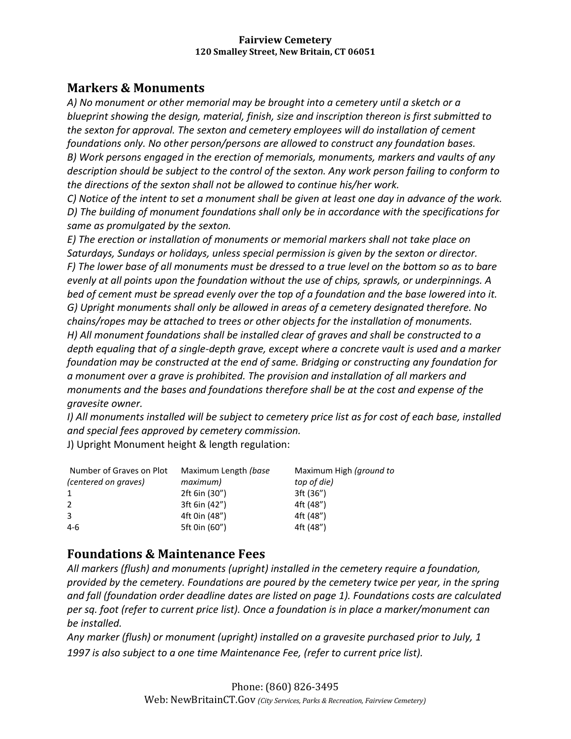**Fairview Cemetery**
**120 Smalley Street, New Britain, CT 06051**

## Markers & Monuments

*A) No monument or other memorial may be brought into a cemetery until a sketch or a blueprint showing the design, material, finish, size and inscription thereon is first submitted to the sexton for approval. The sexton and cemetery employees will do installation of cement foundations only. No other person/persons are allowed to construct any foundation bases.*

*B) Work persons engaged in the erection of memorials, monuments, markers and vaults of any description should be subject to the control of the sexton. Any work person failing to conform to the directions of the sexton shall not be allowed to continue his/her work.*

*C) Notice of the intent to set a monument shall be given at least one day in advance of the work.*

*D) The building of monument foundations shall only be in accordance with the specifications for same as promulgated by the sexton.*

*E) The erection or installation of monuments or memorial markers shall not take place on Saturdays, Sundays or holidays, unless special permission is given by the sexton or director.*

*F) The lower base of all monuments must be dressed to a true level on the bottom so as to bare evenly at all points upon the foundation without the use of chips, sprawls, or underpinnings. A bed of cement must be spread evenly over the top of a foundation and the base lowered into it.*

*G) Upright monuments shall only be allowed in areas of a cemetery designated therefore. No chains/ropes may be attached to trees or other objects for the installation of monuments.*

*H) All monument foundations shall be installed clear of graves and shall be constructed to a depth equaling that of a single-depth grave, except where a concrete vault is used and a marker foundation may be constructed at the end of same. Bridging or constructing any foundation for a monument over a grave is prohibited. The provision and installation of all markers and monuments and the bases and foundations therefore shall be at the cost and expense of the gravesite owner.*

*I) All monuments installed will be subject to cemetery price list as for cost of each base, installed and special fees approved by cemetery commission.*

J) Upright Monument height & length regulation:

| Number of Graves on Plot *(centered on graves)* | Maximum Length *(base maximum)* | Maximum High *(ground to top of die)* |
|---|---|---|
| 1 | 2ft 6in (30”) | 3ft (36”) |
| 2 | 3ft 6in (42”) | 4ft (48”) |
| 3 | 4ft 0in (48”) | 4ft (48”) |
| 4-6 | 5ft 0in (60”) | 4ft (48”) |

## Foundations & Maintenance Fees

*All markers (flush) and monuments (upright) installed in the cemetery require a foundation, provided by the cemetery. Foundations are poured by the cemetery twice per year, in the spring and fall (foundation order deadline dates are listed on page 1). Foundations costs are calculated per sq. foot (refer to current price list). Once a foundation is in place a marker/monument can be installed.*

*Any marker (flush) or monument (upright) installed on a gravesite purchased prior to July, 1 1997 is also subject to a one time Maintenance Fee, (refer to current price list).*

Phone: (860) 826-3495
Web: NewBritainCT.Gov *(City Services, Parks & Recreation, Fairview Cemetery)*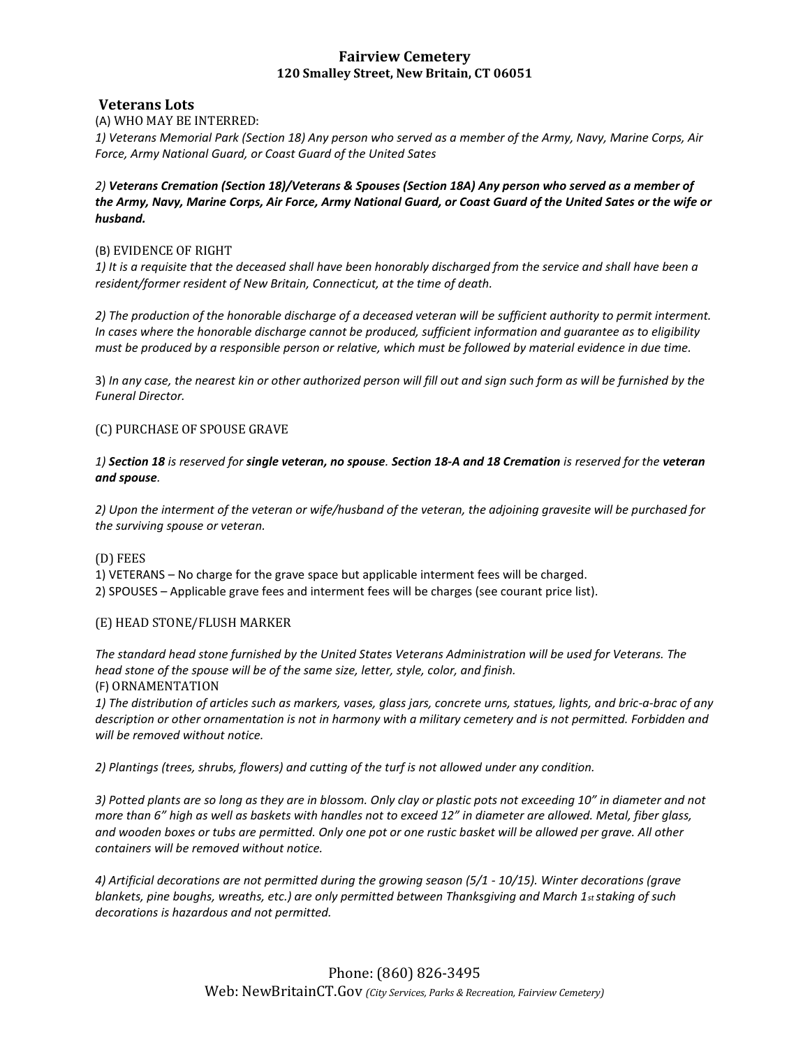**Fairview Cemetery**
**120 Smalley Street, New Britain, CT 06051**

## Veterans Lots

(A) WHO MAY BE INTERRED:

*1) Veterans Memorial Park (Section 18) Any person who served as a member of the Army, Navy, Marine Corps, Air Force, Army National Guard, or Coast Guard of the United Sates*

***2) Veterans Cremation (Section 18)/Veterans & Spouses (Section 18A) Any person who served as a member of the Army, Navy, Marine Corps, Air Force, Army National Guard, or Coast Guard of the United Sates or the wife or husband.***

(B) EVIDENCE OF RIGHT

*1) It is a requisite that the deceased shall have been honorably discharged from the service and shall have been a resident/former resident of New Britain, Connecticut, at the time of death.*

*2) The production of the honorable discharge of a deceased veteran will be sufficient authority to permit interment. In cases where the honorable discharge cannot be produced, sufficient information and guarantee as to eligibility must be produced by a responsible person or relative, which must be followed by material evidence in due time.*

3) *In any case, the nearest kin or other authorized person will fill out and sign such form as will be furnished by the Funeral Director.*

(C) PURCHASE OF SPOUSE GRAVE

*1) **Section 18** is reserved for **single veteran, no spouse**. **Section 18-A and 18 Cremation** is reserved for the **veteran and spouse**.*

*2) Upon the interment of the veteran or wife/husband of the veteran, the adjoining gravesite will be purchased for the surviving spouse or veteran.*

(D) FEES

1) VETERANS – No charge for the grave space but applicable interment fees will be charged.
2) SPOUSES – Applicable grave fees and interment fees will be charges (see courant price list).

(E) HEAD STONE/FLUSH MARKER

*The standard head stone furnished by the United States Veterans Administration will be used for Veterans. The head stone of the spouse will be of the same size, letter, style, color, and finish.*

(F) ORNAMENTATION

*1) The distribution of articles such as markers, vases, glass jars, concrete urns, statues, lights, and bric-a-brac of any description or other ornamentation is not in harmony with a military cemetery and is not permitted. Forbidden and will be removed without notice.*

*2) Plantings (trees, shrubs, flowers) and cutting of the turf is not allowed under any condition.*

*3) Potted plants are so long as they are in blossom. Only clay or plastic pots not exceeding 10" in diameter and not more than 6" high as well as baskets with handles not to exceed 12" in diameter are allowed. Metal, fiber glass, and wooden boxes or tubs are permitted. Only one pot or one rustic basket will be allowed per grave. All other containers will be removed without notice.*

*4) Artificial decorations are not permitted during the growing season (5/1 - 10/15). Winter decorations (grave blankets, pine boughs, wreaths, etc.) are only permitted between Thanksgiving and March 1st staking of such decorations is hazardous and not permitted.*

Phone: (860) 826-3495
Web: NewBritainCT.Gov *(City Services, Parks & Recreation, Fairview Cemetery)*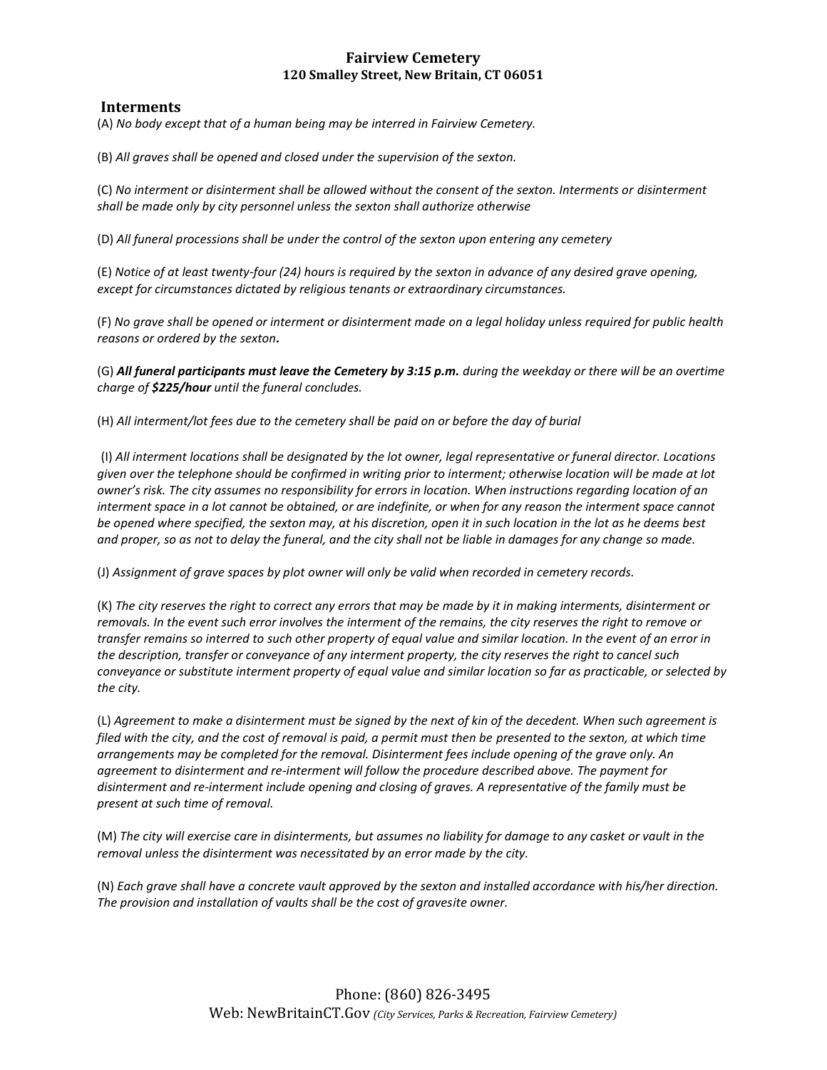# Fairview Cemetery

**120 Smalley Street, New Britain, CT 06051**

## Interments

(A) *No body except that of a human being may be interred in Fairview Cemetery.*

(B) *All graves shall be opened and closed under the supervision of the sexton.*

(C) *No interment or disinterment shall be allowed without the consent of the sexton. Interments or disinterment shall be made only by city personnel unless the sexton shall authorize otherwise*

(D) *All funeral processions shall be under the control of the sexton upon entering any cemetery*

(E) *Notice of at least twenty-four (24) hours is required by the sexton in advance of any desired grave opening, except for circumstances dictated by religious tenants or extraordinary circumstances.*

(F) *No grave shall be opened or interment or disinterment made on a legal holiday unless required for public health reasons or ordered by the sexton**.***

(G) ***All funeral participants must leave the Cemetery by 3:15 p.m.*** *during the weekday or there will be an overtime charge of **$225/hour** until the funeral concludes.*

(H) *All interment/lot fees due to the cemetery shall be paid on or before the day of burial*

(I) *All interment locations shall be designated by the lot owner, legal representative or funeral director. Locations given over the telephone should be confirmed in writing prior to interment; otherwise location will be made at lot owner's risk. The city assumes no responsibility for errors in location. When instructions regarding location of an interment space in a lot cannot be obtained, or are indefinite, or when for any reason the interment space cannot be opened where specified, the sexton may, at his discretion, open it in such location in the lot as he deems best and proper, so as not to delay the funeral, and the city shall not be liable in damages for any change so made.*

(J) *Assignment of grave spaces by plot owner will only be valid when recorded in cemetery records.*

(K) *The city reserves the right to correct any errors that may be made by it in making interments, disinterment or removals. In the event such error involves the interment of the remains, the city reserves the right to remove or transfer remains so interred to such other property of equal value and similar location. In the event of an error in the description, transfer or conveyance of any interment property, the city reserves the right to cancel such conveyance or substitute interment property of equal value and similar location so far as practicable, or selected by the city.*

(L) *Agreement to make a disinterment must be signed by the next of kin of the decedent. When such agreement is filed with the city, and the cost of removal is paid, a permit must then be presented to the sexton, at which time arrangements may be completed for the removal. Disinterment fees include opening of the grave only. An agreement to disinterment and re-interment will follow the procedure described above. The payment for disinterment and re-interment include opening and closing of graves. A representative of the family must be present at such time of removal.*

(M) *The city will exercise care in disinterments, but assumes no liability for damage to any casket or vault in the removal unless the disinterment was necessitated by an error made by the city.*

(N) *Each grave shall have a concrete vault approved by the sexton and installed accordance with his/her direction. The provision and installation of vaults shall be the cost of gravesite owner.*

Phone: (860) 826-3495

Web: NewBritainCT.Gov *(City Services, Parks & Recreation, Fairview Cemetery)*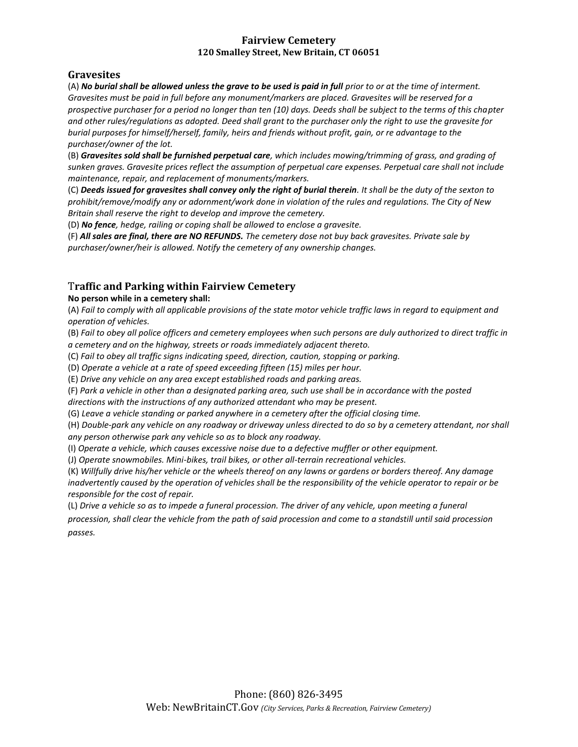**Fairview Cemetery**
**120 Smalley Street, New Britain, CT 06051**

## Gravesites

(A) ***No burial shall be allowed unless the grave to be used is paid in full*** *prior to or at the time of interment. Gravesites must be paid in full before any monument/markers are placed. Gravesites will be reserved for a prospective purchaser for a period no longer than ten (10) days. Deeds shall be subject to the terms of this chapter and other rules/regulations as adopted. Deed shall grant to the purchaser only the right to use the gravesite for burial purposes for himself/herself, family, heirs and friends without profit, gain, or re advantage to the purchaser/owner of the lot.*

(B) ***Gravesites sold shall be furnished perpetual care****, which includes mowing/trimming of grass, and grading of sunken graves. Gravesite prices reflect the assumption of perpetual care expenses. Perpetual care shall not include maintenance, repair, and replacement of monuments/markers.*

(C) ***Deeds issued for gravesites shall convey only the right of burial therein****. It shall be the duty of the sexton to prohibit/remove/modify any or adornment/work done in violation of the rules and regulations. The City of New Britain shall reserve the right to develop and improve the cemetery.*

(D) ***No fence****, hedge, railing or coping shall be allowed to enclose a gravesite.*

(F) ***All sales are final, there are NO REFUNDS.*** *The cemetery dose not buy back gravesites. Private sale by purchaser/owner/heir is allowed. Notify the cemetery of any ownership changes.*

## Traffic and Parking within Fairview Cemetery

**No person while in a cemetery shall:**

(A) *Fail to comply with all applicable provisions of the state motor vehicle traffic laws in regard to equipment and operation of vehicles.*

(B) *Fail to obey all police officers and cemetery employees when such persons are duly authorized to direct traffic in a cemetery and on the highway, streets or roads immediately adjacent thereto.*

(C) *Fail to obey all traffic signs indicating speed, direction, caution, stopping or parking.*

(D) *Operate a vehicle at a rate of speed exceeding fifteen (15) miles per hour.*

(E) *Drive any vehicle on any area except established roads and parking areas.*

(F) *Park a vehicle in other than a designated parking area, such use shall be in accordance with the posted directions with the instructions of any authorized attendant who may be present.*

(G) *Leave a vehicle standing or parked anywhere in a cemetery after the official closing time.*

(H) *Double-park any vehicle on any roadway or driveway unless directed to do so by a cemetery attendant, nor shall any person otherwise park any vehicle so as to block any roadway.*

(I) *Operate a vehicle, which causes excessive noise due to a defective muffler or other equipment.*

(J) *Operate snowmobiles. Mini-bikes, trail bikes, or other all-terrain recreational vehicles.*

(K) *Willfully drive his/her vehicle or the wheels thereof on any lawns or gardens or borders thereof. Any damage inadvertently caused by the operation of vehicles shall be the responsibility of the vehicle operator to repair or be responsible for the cost of repair.*

(L) *Drive a vehicle so as to impede a funeral procession. The driver of any vehicle, upon meeting a funeral procession, shall clear the vehicle from the path of said procession and come to a standstill until said procession passes.*

Phone: (860) 826-3495
Web: NewBritainCT.Gov *(City Services, Parks & Recreation, Fairview Cemetery)*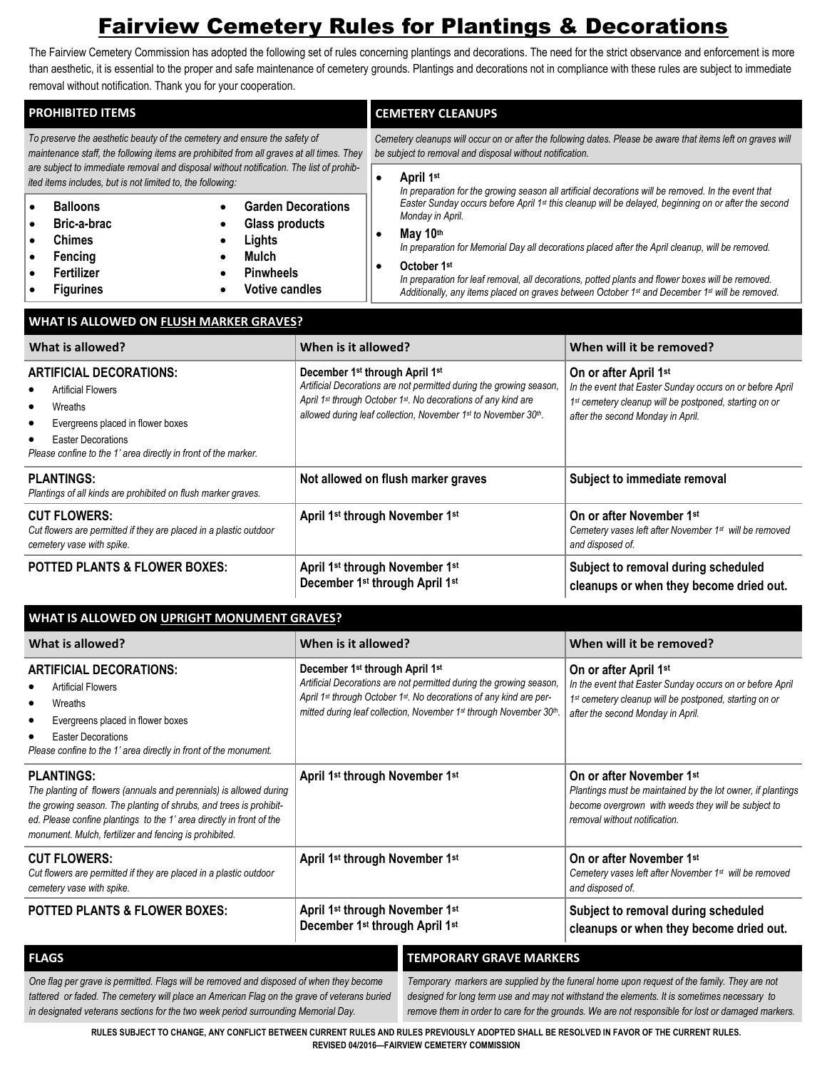# Fairview Cemetery Rules for Plantings & Decorations

The Fairview Cemetery Commission has adopted the following set of rules concerning plantings and decorations. The need for the strict observance and enforcement is more than aesthetic, it is essential to the proper and safe maintenance of cemetery grounds. Plantings and decorations not in compliance with these rules are subject to immediate removal without notification. Thank you for your cooperation.

## PROHIBITED ITEMS

*To preserve the aesthetic beauty of the cemetery and ensure the safety of maintenance staff, the following items are prohibited from all graves at all times. They are subject to immediate removal and disposal without notification. The list of prohibited items includes, but is not limited to, the following:*

- **Balloons**
- **Bric-a-brac**
- **Chimes**
- **Fencing**
- **Fertilizer**
- **Figurines**
- **Garden Decorations**
- **Glass products**
- **Lights**
- **Mulch**
- **Pinwheels**
- **Votive candles**

## CEMETERY CLEANUPS

*Cemetery cleanups will occur on or after the following dates. Please be aware that items left on graves will be subject to removal and disposal without notification.*

- **April 1st**
  *In preparation for the growing season all artificial decorations will be removed. In the event that Easter Sunday occurs before April 1st this cleanup will be delayed, beginning on or after the second Monday in April.*
- **May 10th**
  *In preparation for Memorial Day all decorations placed after the April cleanup, will be removed.*
- **October 1st**
  *In preparation for leaf removal, all decorations, potted plants and flower boxes will be removed. Additionally, any items placed on graves between October 1st and December 1st will be removed.*

## WHAT IS ALLOWED ON FLUSH MARKER GRAVES?

| What is allowed? | When is it allowed? | When will it be removed? |
|---|---|---|
| **ARTIFICIAL DECORATIONS:**<br>• Artificial Flowers<br>• Wreaths<br>• Evergreens placed in flower boxes<br>• Easter Decorations<br>*Please confine to the 1' area directly in front of the marker.* | **December 1st through April 1st**<br>*Artificial Decorations are not permitted during the growing season, April 1st through October 1st. No decorations of any kind are allowed during leaf collection, November 1st to November 30th.* | **On or after April 1st**<br>*In the event that Easter Sunday occurs on or before April 1st cemetery cleanup will be postponed, starting on or after the second Monday in April.* |
| **PLANTINGS:**<br>*Plantings of all kinds are prohibited on flush marker graves.* | **Not allowed on flush marker graves** | **Subject to immediate removal** |
| **CUT FLOWERS:**<br>*Cut flowers are permitted if they are placed in a plastic outdoor cemetery vase with spike.* | **April 1st through November 1st** | **On or after November 1st**<br>*Cemetery vases left after November 1st will be removed and disposed of.* |
| **POTTED PLANTS & FLOWER BOXES:** | **April 1st through November 1st**<br>**December 1st through April 1st** | **Subject to removal during scheduled cleanups or when they become dried out.** |

## WHAT IS ALLOWED ON UPRIGHT MONUMENT GRAVES?

| What is allowed? | When is it allowed? | When will it be removed? |
|---|---|---|
| **ARTIFICIAL DECORATIONS:**<br>• Artificial Flowers<br>• Wreaths<br>• Evergreens placed in flower boxes<br>• Easter Decorations<br>*Please confine to the 1' area directly in front of the monument.* | **December 1st through April 1st**<br>*Artificial Decorations are not permitted during the growing season, April 1st through October 1st. No decorations of any kind are permitted during leaf collection, November 1st through November 30th.* | **On or after April 1st**<br>*In the event that Easter Sunday occurs on or before April 1st cemetery cleanup will be postponed, starting on or after the second Monday in April.* |
| **PLANTINGS:**<br>*The planting of flowers (annuals and perennials) is allowed during the growing season. The planting of shrubs, and trees is prohibited. Please confine plantings to the 1' area directly in front of the monument. Mulch, fertilizer and fencing is prohibited.* | **April 1st through November 1st** | **On or after November 1st**<br>*Plantings must be maintained by the lot owner, if plantings become overgrown with weeds they will be subject to removal without notification.* |
| **CUT FLOWERS:**<br>*Cut flowers are permitted if they are placed in a plastic outdoor cemetery vase with spike.* | **April 1st through November 1st** | **On or after November 1st**<br>*Cemetery vases left after November 1st will be removed and disposed of.* |
| **POTTED PLANTS & FLOWER BOXES:** | **April 1st through November 1st**<br>**December 1st through April 1st** | **Subject to removal during scheduled cleanups or when they become dried out.** |

## FLAGS

*One flag per grave is permitted. Flags will be removed and disposed of when they become tattered or faded. The cemetery will place an American Flag on the grave of veterans buried in designated veterans sections for the two week period surrounding Memorial Day.*

## TEMPORARY GRAVE MARKERS

*Temporary markers are supplied by the funeral home upon request of the family. They are not designed for long term use and may not withstand the elements. It is sometimes necessary to remove them in order to care for the grounds. We are not responsible for lost or damaged markers.*

**RULES SUBJECT TO CHANGE, ANY CONFLICT BETWEEN CURRENT RULES AND RULES PREVIOUSLY ADOPTED SHALL BE RESOLVED IN FAVOR OF THE CURRENT RULES.**
**REVISED 04/2016—FAIRVIEW CEMETERY COMMISSION**